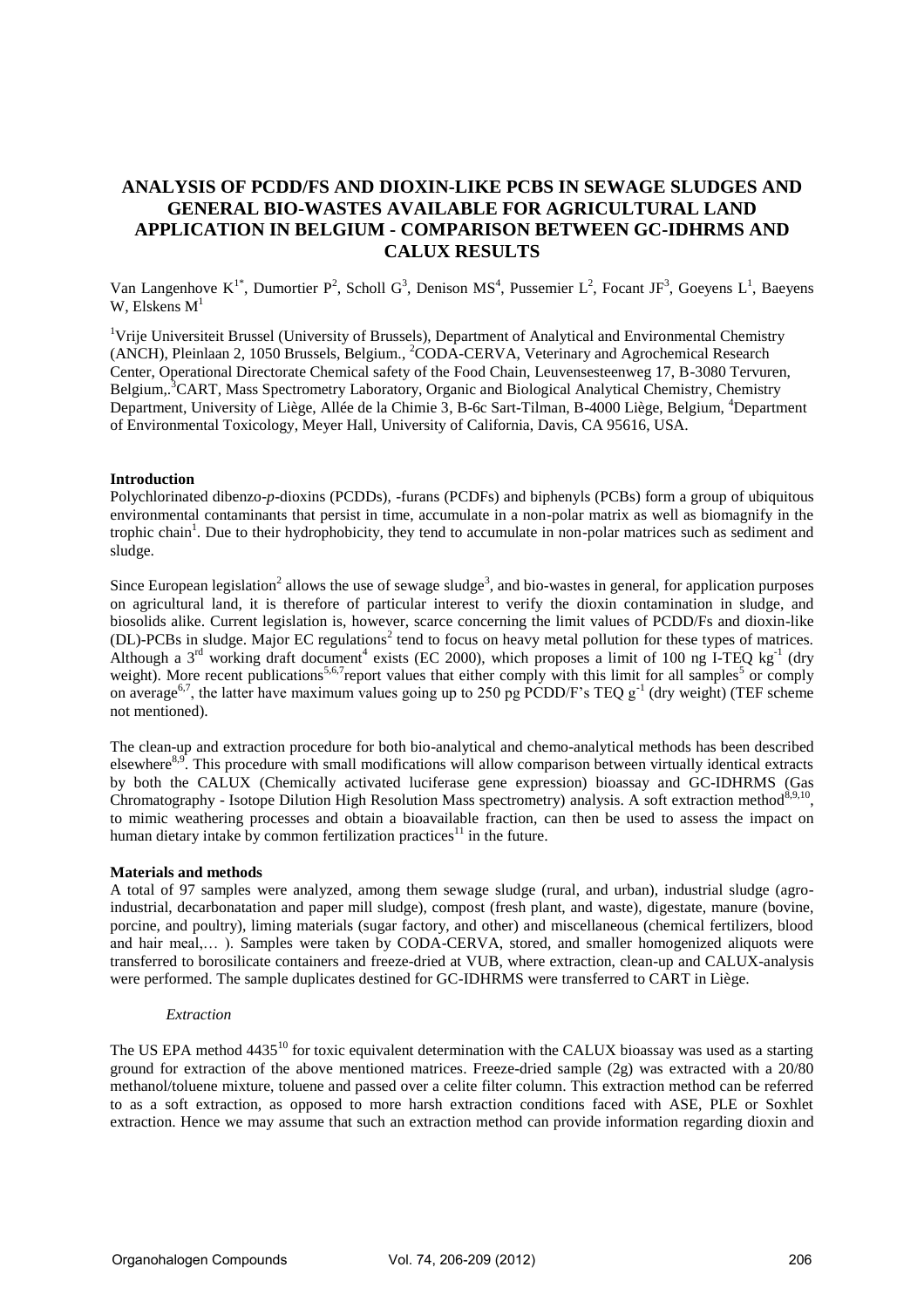# ANALYSIS OF PCDD/FS AND DIOXIN-LIKE PCBS IN SEWAGE SLUDGES AND GENERAL BIO-WASTES AVAILABLE FOR AGRICULTURAL LAND APPLICATION IN BELGIUM - COMPARISON BETWEEN GC-IDHRMS AND CALUX RESULTS

Van Langenhove K[1*], Dumortier P[2], Scholl G[3], Denison MS[4], Pussemier L[2], Focant JF[3], Goeyens L[1], Baeyens W, Elskens M[1]

[1]Vrije Universiteit Brussel (University of Brussels), Department of Analytical and Environmental Chemistry (ANCH), Pleinlaan 2, 1050 Brussels, Belgium., [2]CODA-CERVA, Veterinary and Agrochemical Research Center, Operational Directorate Chemical safety of the Food Chain, Leuvensesteenweg 17, B-3080 Tervuren, Belgium,.[3]CART, Mass Spectrometry Laboratory, Organic and Biological Analytical Chemistry, Chemistry Department, University of Liège, Allée de la Chimie 3, B-6c Sart-Tilman, B-4000 Liège, Belgium, [4]Department of Environmental Toxicology, Meyer Hall, University of California, Davis, CA 95616, USA.

**Introduction**

Polychlorinated dibenzo-*p*-dioxins (PCDDs), -furans (PCDFs) and biphenyls (PCBs) form a group of ubiquitous environmental contaminants that persist in time, accumulate in a non-polar matrix as well as biomagnify in the trophic chain[1]. Due to their hydrophobicity, they tend to accumulate in non-polar matrices such as sediment and sludge.

Since European legislation[2] allows the use of sewage sludge[3], and bio-wastes in general, for application purposes on agricultural land, it is therefore of particular interest to verify the dioxin contamination in sludge, and biosolids alike. Current legislation is, however, scarce concerning the limit values of PCDD/Fs and dioxin-like (DL)-PCBs in sludge. Major EC regulations[2] tend to focus on heavy metal pollution for these types of matrices. Although a 3rd working draft document[4] exists (EC 2000), which proposes a limit of 100 ng I-TEQ $kg^{-1}$ (dry weight). More recent publications[5,6,7]report values that either comply with this limit for all samples[5] or comply on average[6,7], the latter have maximum values going up to 250 pg PCDD/F's TEQ $g^{-1}$ (dry weight) (TEF scheme not mentioned).

The clean-up and extraction procedure for both bio-analytical and chemo-analytical methods has been described elsewhere[8,9]. This procedure with small modifications will allow comparison between virtually identical extracts by both the CALUX (Chemically activated luciferase gene expression) bioassay and GC-IDHRMS (Gas Chromatography - Isotope Dilution High Resolution Mass spectrometry) analysis. A soft extraction method[8,9,10], to mimic weathering processes and obtain a bioavailable fraction, can then be used to assess the impact on human dietary intake by common fertilization practices[11] in the future.

**Materials and methods**

A total of 97 samples were analyzed, among them sewage sludge (rural, and urban), industrial sludge (agro-industrial, decarbonatation and paper mill sludge), compost (fresh plant, and waste), digestate, manure (bovine, porcine, and poultry), liming materials (sugar factory, and other) and miscellaneous (chemical fertilizers, blood and hair meal,… ). Samples were taken by CODA-CERVA, stored, and smaller homogenized aliquots were transferred to borosilicate containers and freeze-dried at VUB, where extraction, clean-up and CALUX-analysis were performed. The sample duplicates destined for GC-IDHRMS were transferred to CART in Liège.

*Extraction*

The US EPA method 4435[10] for toxic equivalent determination with the CALUX bioassay was used as a starting ground for extraction of the above mentioned matrices. Freeze-dried sample (2g) was extracted with a 20/80 methanol/toluene mixture, toluene and passed over a celite filter column. This extraction method can be referred to as a soft extraction, as opposed to more harsh extraction conditions faced with ASE, PLE or Soxhlet extraction. Hence we may assume that such an extraction method can provide information regarding dioxin and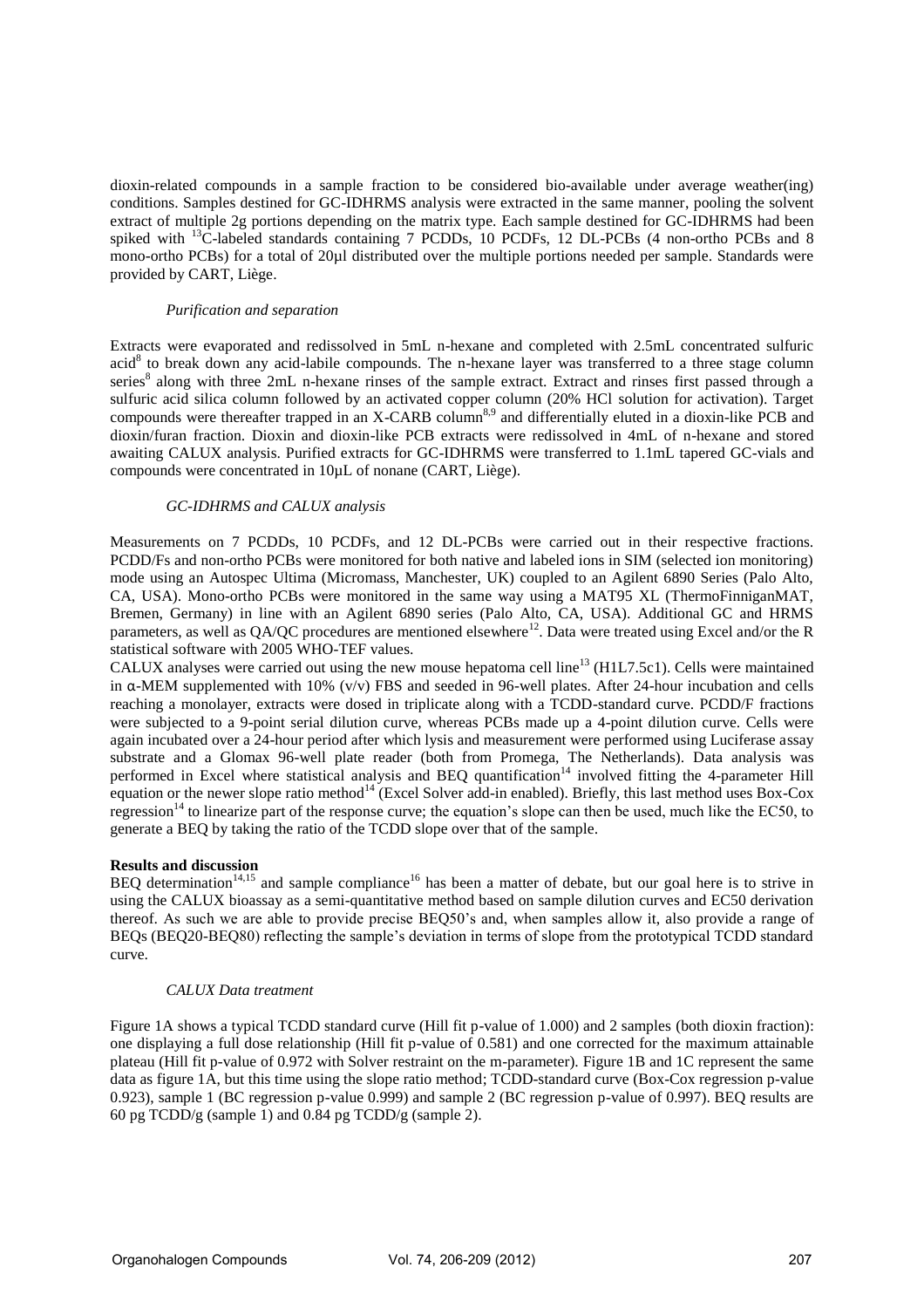dioxin-related compounds in a sample fraction to be considered bio-available under average weather(ing) conditions. Samples destined for GC-IDHRMS analysis were extracted in the same manner, pooling the solvent extract of multiple 2g portions depending on the matrix type. Each sample destined for GC-IDHRMS had been spiked with $^{13}C$-labeled standards containing 7 PCDDs, 10 PCDFs, 12 DL-PCBs (4 non-ortho PCBs and 8 mono-ortho PCBs) for a total of 20µl distributed over the multiple portions needed per sample. Standards were provided by CART, Liège.

*Purification and separation*

Extracts were evaporated and redissolved in 5mL n-hexane and completed with 2.5mL concentrated sulfuric acid[8] to break down any acid-labile compounds. The n-hexane layer was transferred to a three stage column series[8] along with three 2mL n-hexane rinses of the sample extract. Extract and rinses first passed through a sulfuric acid silica column followed by an activated copper column (20% HCl solution for activation). Target compounds were thereafter trapped in an X-CARB column[8,9] and differentially eluted in a dioxin-like PCB and dioxin/furan fraction. Dioxin and dioxin-like PCB extracts were redissolved in 4mL of n-hexane and stored awaiting CALUX analysis. Purified extracts for GC-IDHRMS were transferred to 1.1mL tapered GC-vials and compounds were concentrated in 10µL of nonane (CART, Liège).

*GC-IDHRMS and CALUX analysis*

Measurements on 7 PCDDs, 10 PCDFs, and 12 DL-PCBs were carried out in their respective fractions. PCDD/Fs and non-ortho PCBs were monitored for both native and labeled ions in SIM (selected ion monitoring) mode using an Autospec Ultima (Micromass, Manchester, UK) coupled to an Agilent 6890 Series (Palo Alto, CA, USA). Mono-ortho PCBs were monitored in the same way using a MAT95 XL (ThermoFinniganMAT, Bremen, Germany) in line with an Agilent 6890 series (Palo Alto, CA, USA). Additional GC and HRMS parameters, as well as QA/QC procedures are mentioned elsewhere[12]. Data were treated using Excel and/or the R statistical software with 2005 WHO-TEF values.

CALUX analyses were carried out using the new mouse hepatoma cell line[13] (H1L7.5c1). Cells were maintained in α-MEM supplemented with 10% (v/v) FBS and seeded in 96-well plates. After 24-hour incubation and cells reaching a monolayer, extracts were dosed in triplicate along with a TCDD-standard curve. PCDD/F fractions were subjected to a 9-point serial dilution curve, whereas PCBs made up a 4-point dilution curve. Cells were again incubated over a 24-hour period after which lysis and measurement were performed using Luciferase assay substrate and a Glomax 96-well plate reader (both from Promega, The Netherlands). Data analysis was performed in Excel where statistical analysis and BEQ quantification[14] involved fitting the 4-parameter Hill equation or the newer slope ratio method[14] (Excel Solver add-in enabled). Briefly, this last method uses Box-Cox regression[14] to linearize part of the response curve; the equation's slope can then be used, much like the EC50, to generate a BEQ by taking the ratio of the TCDD slope over that of the sample.

**Results and discussion**

BEQ determination[14,15] and sample compliance[16] has been a matter of debate, but our goal here is to strive in using the CALUX bioassay as a semi-quantitative method based on sample dilution curves and EC50 derivation thereof. As such we are able to provide precise BEQ50's and, when samples allow it, also provide a range of BEQs (BEQ20-BEQ80) reflecting the sample's deviation in terms of slope from the prototypical TCDD standard curve.

*CALUX Data treatment*

Figure 1A shows a typical TCDD standard curve (Hill fit p-value of 1.000) and 2 samples (both dioxin fraction): one displaying a full dose relationship (Hill fit p-value of 0.581) and one corrected for the maximum attainable plateau (Hill fit p-value of 0.972 with Solver restraint on the m-parameter). Figure 1B and 1C represent the same data as figure 1A, but this time using the slope ratio method; TCDD-standard curve (Box-Cox regression p-value 0.923), sample 1 (BC regression p-value 0.999) and sample 2 (BC regression p-value of 0.997). BEQ results are 60 pg TCDD/g (sample 1) and 0.84 pg TCDD/g (sample 2).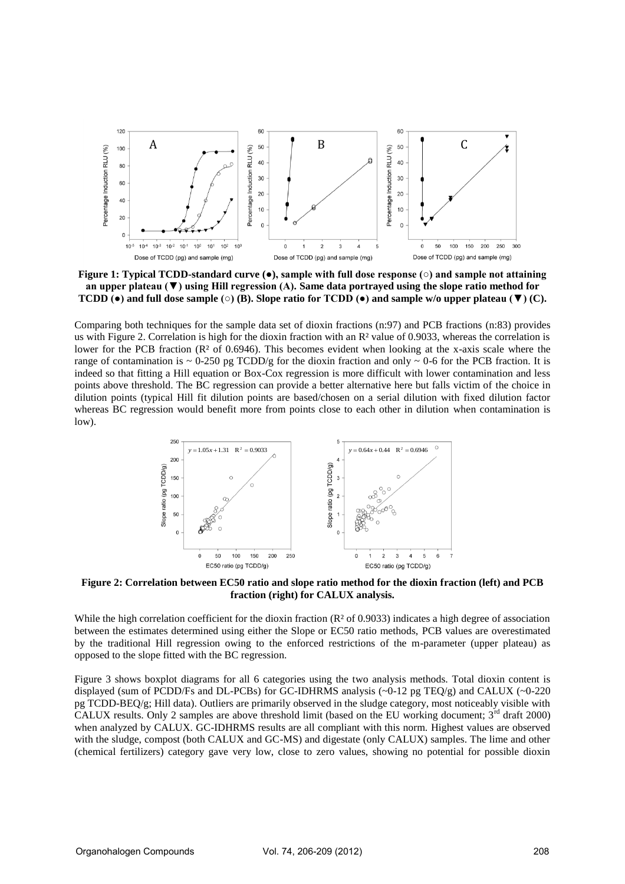**Figure 1: Typical TCDD-standard curve (●), sample with full dose response (○) and sample not attaining an upper plateau (▼) using Hill regression (A). Same data portrayed using the slope ratio method for TCDD (●) and full dose sample (○) (B). Slope ratio for TCDD (●) and sample w/o upper plateau (▼) (C).**

Comparing both techniques for the sample data set of dioxin fractions (n:97) and PCB fractions (n:83) provides us with Figure 2. Correlation is high for the dioxin fraction with an $R^2$ value of 0.9033, whereas the correlation is lower for the PCB fraction ($R^2$ of 0.6946). This becomes evident when looking at the x-axis scale where the range of contamination is ~ 0-250 pg TCDD/g for the dioxin fraction and only ~ 0-6 for the PCB fraction. It is indeed so that fitting a Hill equation or Box-Cox regression is more difficult with lower contamination and less points above threshold. The BC regression can provide a better alternative here but falls victim of the choice in dilution points (typical Hill fit dilution points are based/chosen on a serial dilution with fixed dilution factor whereas BC regression would benefit more from points close to each other in dilution when contamination is low).

**Figure 2: Correlation between EC50 ratio and slope ratio method for the dioxin fraction (left) and PCB fraction (right) for CALUX analysis.**

While the high correlation coefficient for the dioxin fraction ($R^2$ of 0.9033) indicates a high degree of association between the estimates determined using either the Slope or EC50 ratio methods, PCB values are overestimated by the traditional Hill regression owing to the enforced restrictions of the m-parameter (upper plateau) as opposed to the slope fitted with the BC regression.

Figure 3 shows boxplot diagrams for all 6 categories using the two analysis methods. Total dioxin content is displayed (sum of PCDD/Fs and DL-PCBs) for GC-IDHRMS analysis (~0-12 pg TEQ/g) and CALUX (~0-220 pg TCDD-BEQ/g; Hill data). Outliers are primarily observed in the sludge category, most noticeably visible with CALUX results. Only 2 samples are above threshold limit (based on the EU working document; 3rd draft 2000) when analyzed by CALUX. GC-IDHRMS results are all compliant with this norm. Highest values are observed with the sludge, compost (both CALUX and GC-MS) and digestate (only CALUX) samples. The lime and other (chemical fertilizers) category gave very low, close to zero values, showing no potential for possible dioxin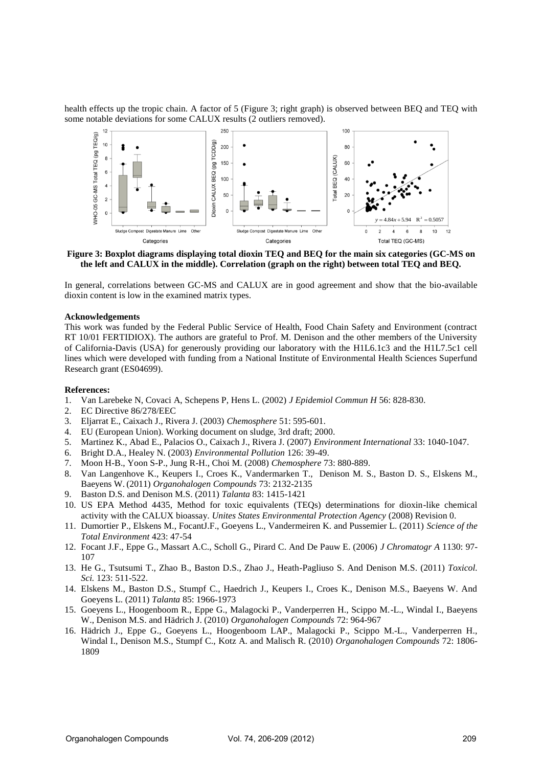health effects up the tropic chain. A factor of 5 (Figure 3; right graph) is observed between BEQ and TEQ with some notable deviations for some CALUX results (2 outliers removed).

WHO-05 GC-MS Total TEQ (pg TEQ/g)
12
10
8
6
4
2
0
Sludge Compost Digestate Manure Lime Other
Categories

Dioxin CALUX BEQ (pg TCDD/g)
250
200
150
100
50
0
Sludge Compost Digestate Manure Lime Other
Categories

Total BEQ (CALUX)
100
80
60
40
20
0
$y = 4.84x + 5.94$ $R^2 = 0.5057$
0 2 4 6 8 10 12
Total TEQ (GC-MS)

**Figure 3: Boxplot diagrams displaying total dioxin TEQ and BEQ for the main six categories (GC-MS on the left and CALUX in the middle). Correlation (graph on the right) between total TEQ and BEQ.**

In general, correlations between GC-MS and CALUX are in good agreement and show that the bio-available dioxin content is low in the examined matrix types.

**Acknowledgements**

This work was funded by the Federal Public Service of Health, Food Chain Safety and Environment (contract RT 10/01 FERTIDIOX). The authors are grateful to Prof. M. Denison and the other members of the University of California-Davis (USA) for generously providing our laboratory with the H1L6.1c3 and the H1L7.5c1 cell lines which were developed with funding from a National Institute of Environmental Health Sciences Superfund Research grant (ES04699).

**References:**

1. Van Larebeke N, Covaci A, Schepens P, Hens L. (2002) *J Epidemiol Commun H* 56: 828-830.
2. EC Directive 86/278/EEC
3. Eljarrat E., Caixach J., Rivera J. (2003) *Chemosphere* 51: 595-601.
4. EU (European Union). Working document on sludge, 3rd draft; 2000.
5. Martinez K., Abad E., Palacios O., Caixach J., Rivera J. (2007) *Environment International* 33: 1040-1047.
6. Bright D.A., Healey N. (2003) *Environmental Pollution* 126: 39-49.
7. Moon H-B., Yoon S-P., Jung R-H., Choi M. (2008) *Chemosphere* 73: 880-889.
8. Van Langenhove K., Keupers I., Croes K., Vandermarken T., Denison M. S., Baston D. S., Elskens M., Baeyens W. (2011) *Organohalogen Compounds* 73: 2132-2135
9. Baston D.S. and Denison M.S. (2011) *Talanta* 83: 1415-1421
10. US EPA Method 4435, Method for toxic equivalents (TEQs) determinations for dioxin-like chemical activity with the CALUX bioassay. *Unites States Environmental Protection Agency* (2008) Revision 0.
11. Dumortier P., Elskens M., FocantJ.F., Goeyens L., Vandermeiren K. and Pussemier L. (2011) *Science of the Total Environment* 423: 47-54
12. Focant J.F., Eppe G., Massart A.C., Scholl G., Pirard C. And De Pauw E. (2006) *J Chromatogr A* 1130: 97-107
13. He G., Tsutsumi T., Zhao B., Baston D.S., Zhao J., Heath-Pagliuso S. And Denison M.S. (2011) *Toxicol. Sci.* 123: 511-522.
14. Elskens M., Baston D.S., Stumpf C., Haedrich J., Keupers I., Croes K., Denison M.S., Baeyens W. And Goeyens L. (2011) *Talanta* 85: 1966-1973
15. Goeyens L., Hoogenboom R., Eppe G., Malagocki P., Vanderperren H., Scippo M.-L., Windal I., Baeyens W., Denison M.S. and Hädrich J. (2010) *Organohalogen Compounds* 72: 964-967
16. Hädrich J., Eppe G., Goeyens L., Hoogenboom LAP., Malagocki P., Scippo M.-L., Vanderperren H., Windal I., Denison M.S., Stumpf C., Kotz A. and Malisch R. (2010) *Organohalogen Compounds* 72: 1806-1809